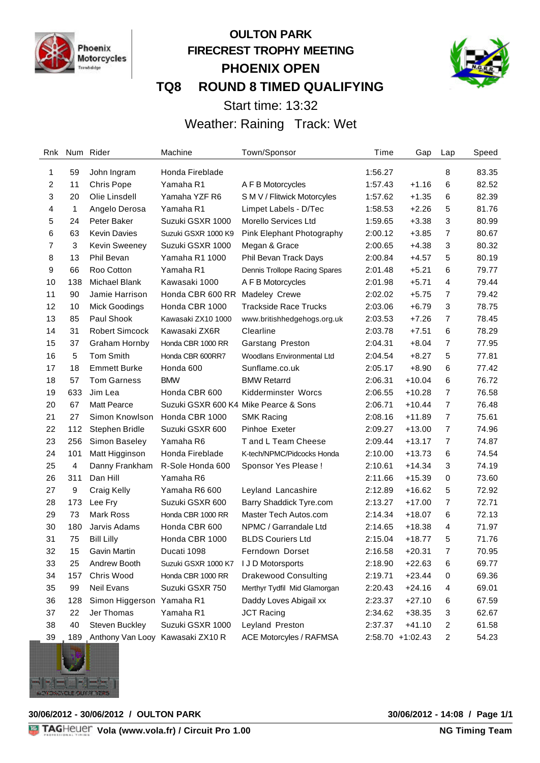# OULTON PARK
## FIRECREST TROPHY MEETING
## PHOENIX OPEN
## TQ8 ROUND 8 TIMED QUALIFYING

Start time: 13:32

Weather: Raining Track: Wet

| Rnk | Num | Rider | Machine | Town/Sponsor | Time | Gap | Lap | Speed |
|---|---|---|---|---|---|---|---|---|
| 1 | 59 | John Ingram | Honda Fireblade | | 1:56.27 | | 8 | 83.35 |
| 2 | 11 | Chris Pope | Yamaha R1 | A F B Motorcycles | 1:57.43 | +1.16 | 6 | 82.52 |
| 3 | 20 | Olie Linsdell | Yamaha YZF R6 | S M V / Flitwick Motorcyles | 1:57.62 | +1.35 | 6 | 82.39 |
| 4 | 1 | Angelo Derosa | Yamaha R1 | Limpet Labels - D/Tec | 1:58.53 | +2.26 | 5 | 81.76 |
| 5 | 24 | Peter Baker | Suzuki GSXR 1000 | Morello Services Ltd | 1:59.65 | +3.38 | 3 | 80.99 |
| 6 | 63 | Kevin Davies | Suzuki GSXR 1000 K9 | Pink Elephant Photography | 2:00.12 | +3.85 | 7 | 80.67 |
| 7 | 3 | Kevin Sweeney | Suzuki GSXR 1000 | Megan & Grace | 2:00.65 | +4.38 | 3 | 80.32 |
| 8 | 13 | Phil Bevan | Yamaha R1 1000 | Phil Bevan Track Days | 2:00.84 | +4.57 | 5 | 80.19 |
| 9 | 66 | Roo Cotton | Yamaha R1 | Dennis Trollope Racing Spares | 2:01.48 | +5.21 | 6 | 79.77 |
| 10 | 138 | Michael Blank | Kawasaki 1000 | A F B Motorcycles | 2:01.98 | +5.71 | 4 | 79.44 |
| 11 | 90 | Jamie Harrison | Honda CBR 600 RR | Madeley Crewe | 2:02.02 | +5.75 | 7 | 79.42 |
| 12 | 10 | Mick Goodings | Honda CBR 1000 | Trackside Race Trucks | 2:03.06 | +6.79 | 3 | 78.75 |
| 13 | 85 | Paul Shook | Kawasaki ZX10 1000 | www.britishhedgehogs.org.uk | 2:03.53 | +7.26 | 7 | 78.45 |
| 14 | 31 | Robert Simcock | Kawasaki ZX6R | Clearline | 2:03.78 | +7.51 | 6 | 78.29 |
| 15 | 37 | Graham Hornby | Honda CBR 1000 RR | Garstang Preston | 2:04.31 | +8.04 | 7 | 77.95 |
| 16 | 5 | Tom Smith | Honda CBR 600RR7 | Woodlans Environmental Ltd | 2:04.54 | +8.27 | 5 | 77.81 |
| 17 | 18 | Emmett Burke | Honda 600 | Sunflame.co.uk | 2:05.17 | +8.90 | 6 | 77.42 |
| 18 | 57 | Tom Garness | BMW | BMW Retarrd | 2:06.31 | +10.04 | 6 | 76.72 |
| 19 | 633 | Jim Lea | Honda CBR 600 | Kidderminster Worcs | 2:06.55 | +10.28 | 7 | 76.58 |
| 20 | 67 | Matt Pearce | Suzuki GSXR 600 K4 | Mike Pearce & Sons | 2:06.71 | +10.44 | 7 | 76.48 |
| 21 | 27 | Simon Knowlson | Honda CBR 1000 | SMK Racing | 2:08.16 | +11.89 | 7 | 75.61 |
| 22 | 112 | Stephen Bridle | Suzuki GSXR 600 | Pinhoe Exeter | 2:09.27 | +13.00 | 7 | 74.96 |
| 23 | 256 | Simon Baseley | Yamaha R6 | T and L Team Cheese | 2:09.44 | +13.17 | 7 | 74.87 |
| 24 | 101 | Matt Higginson | Honda Fireblade | K-tech/NPMC/Pidcocks Honda | 2:10.00 | +13.73 | 6 | 74.54 |
| 25 | 4 | Danny Frankham | R-Sole Honda 600 | Sponsor Yes Please ! | 2:10.61 | +14.34 | 3 | 74.19 |
| 26 | 311 | Dan Hill | Yamaha R6 | | 2:11.66 | +15.39 | 0 | 73.60 |
| 27 | 9 | Craig Kelly | Yamaha R6 600 | Leyland Lancashire | 2:12.89 | +16.62 | 5 | 72.92 |
| 28 | 173 | Lee Fry | Suzuki GSXR 600 | Barry Shaddick Tyre.com | 2:13.27 | +17.00 | 7 | 72.71 |
| 29 | 73 | Mark Ross | Honda CBR 1000 RR | Master Tech Autos.com | 2:14.34 | +18.07 | 6 | 72.13 |
| 30 | 180 | Jarvis Adams | Honda CBR 600 | NPMC / Garrandale Ltd | 2:14.65 | +18.38 | 4 | 71.97 |
| 31 | 75 | Bill Lilly | Honda CBR 1000 | BLDS Couriers Ltd | 2:15.04 | +18.77 | 5 | 71.76 |
| 32 | 15 | Gavin Martin | Ducati 1098 | Ferndown Dorset | 2:16.58 | +20.31 | 7 | 70.95 |
| 33 | 25 | Andrew Booth | Suzuki GSXR 1000 K7 | I J D Motorsports | 2:18.90 | +22.63 | 6 | 69.77 |
| 34 | 157 | Chris Wood | Honda CBR 1000 RR | Drakewood Consulting | 2:19.71 | +23.44 | 0 | 69.36 |
| 35 | 99 | Neil Evans | Suzuki GSXR 750 | Merthyr Tydfil Mid Glamorgan | 2:20.43 | +24.16 | 4 | 69.01 |
| 36 | 128 | Simon Higgerson | Yamaha R1 | Daddy Loves Abigail xx | 2:23.37 | +27.10 | 6 | 67.59 |
| 37 | 22 | Jer Thomas | Yamaha R1 | JCT Racing | 2:34.62 | +38.35 | 3 | 62.67 |
| 38 | 40 | Steven Buckley | Suzuki GSXR 1000 | Leyland Preston | 2:37.37 | +41.10 | 2 | 61.58 |
| 39 | 189 | Anthony Van Looy | Kawasaki ZX10 R | ACE Motorcyles / RAFMSA | 2:58.70 | +1:02.43 | 2 | 54.23 |

**30/06/2012 - 30/06/2012 / OULTON PARK** **30/06/2012 - 14:08 / Page 1/1**

**Vola (www.vola.fr) / Circuit Pro 1.00** **NG Timing Team**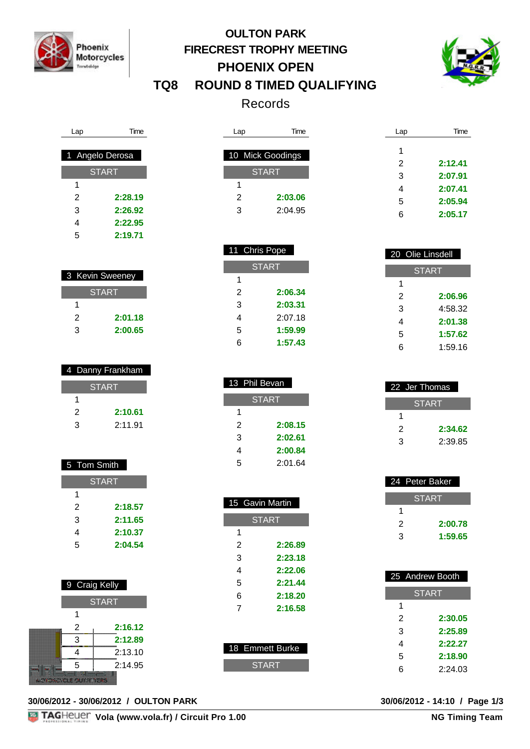# OULTON PARK
## FIRECREST TROPHY MEETING
## PHOENIX OPEN
## TQ8 ROUND 8 TIMED QUALIFYING
Records

**1 Angelo Derosa**

| Lap | Time |
|---|---|
| START | |
| 1 | |
| 2 | **2:28.19** |
| 3 | **2:26.92** |
| 4 | **2:22.95** |
| 5 | **2:19.71** |

**3 Kevin Sweeney**

| Lap | Time |
|---|---|
| START | |
| 1 | |
| 2 | **2:01.18** |
| 3 | **2:00.65** |

**4 Danny Frankham**

| Lap | Time |
|---|---|
| START | |
| 1 | |
| 2 | **2:10.61** |
| 3 | 2:11.91 |

**5 Tom Smith**

| Lap | Time |
|---|---|
| START | |
| 1 | |
| 2 | **2:18.57** |
| 3 | **2:11.65** |
| 4 | **2:10.37** |
| 5 | **2:04.54** |

**9 Craig Kelly**

| Lap | Time |
|---|---|
| START | |
| 1 | |
| 2 | **2:16.12** |
| 3 | **2:12.89** |
| 4 | 2:13.10 |
| 5 | 2:14.95 |

**10 Mick Goodings**

| Lap | Time |
|---|---|
| START | |
| 1 | |
| 2 | **2:03.06** |
| 3 | 2:04.95 |

**11 Chris Pope**

| Lap | Time |
|---|---|
| START | |
| 1 | |
| 2 | **2:06.34** |
| 3 | **2:03.31** |
| 4 | 2:07.18 |
| 5 | **1:59.99** |
| 6 | **1:57.43** |

**13 Phil Bevan**

| Lap | Time |
|---|---|
| START | |
| 1 | |
| 2 | **2:08.15** |
| 3 | **2:02.61** |
| 4 | **2:00.84** |
| 5 | 2:01.64 |

**15 Gavin Martin**

| Lap | Time |
|---|---|
| START | |
| 1 | |
| 2 | **2:26.89** |
| 3 | **2:23.18** |
| 4 | **2:22.06** |
| 5 | **2:21.44** |
| 6 | **2:18.20** |
| 7 | **2:16.58** |

**18 Emmett Burke**

| Lap | Time |
|---|---|
| START | |
| 1 | |
| 2 | **2:12.41** |
| 3 | **2:07.91** |
| 4 | **2:07.41** |
| 5 | **2:05.94** |
| 6 | **2:05.17** |

**20 Olie Linsdell**

| Lap | Time |
|---|---|
| START | |
| 1 | |
| 2 | **2:06.96** |
| 3 | 4:58.32 |
| 4 | **2:01.38** |
| 5 | **1:57.62** |
| 6 | 1:59.16 |

**22 Jer Thomas**

| Lap | Time |
|---|---|
| START | |
| 1 | |
| 2 | **2:34.62** |
| 3 | 2:39.85 |

**24 Peter Baker**

| Lap | Time |
|---|---|
| START | |
| 1 | |
| 2 | **2:00.78** |
| 3 | **1:59.65** |

**25 Andrew Booth**

| Lap | Time |
|---|---|
| START | |
| 1 | |
| 2 | **2:30.05** |
| 3 | **2:25.89** |
| 4 | **2:22.27** |
| 5 | **2:18.90** |
| 6 | 2:24.03 |

**30/06/2012 - 30/06/2012 / OULTON PARK** **30/06/2012 - 14:10 / Page 1/3**

Vola (www.vola.fr) / Circuit Pro 1.00 NG Timing Team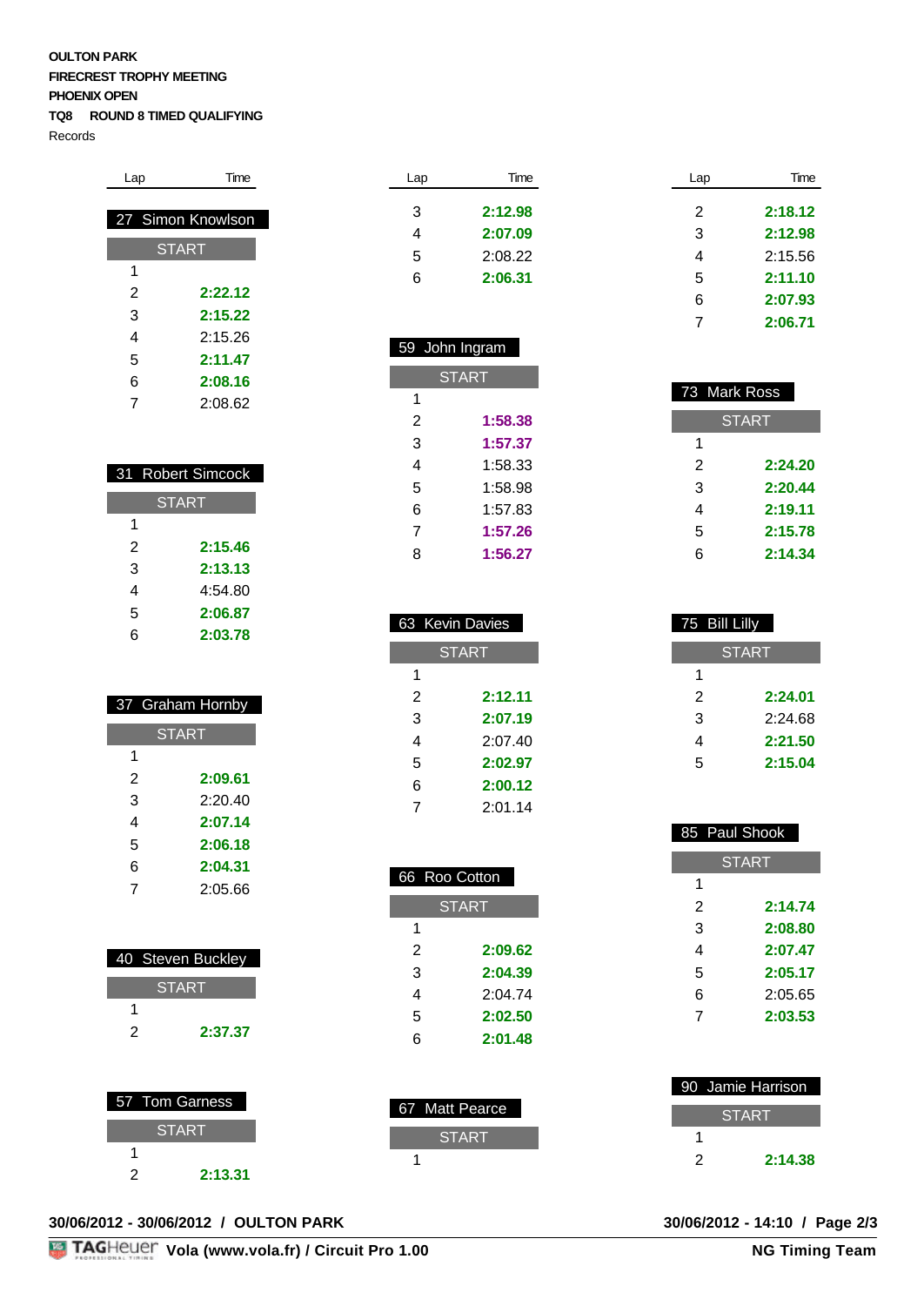**OULTON PARK**
**FIRECREST TROPHY MEETING**
**PHOENIX OPEN**
**TQ8 ROUND 8 TIMED QUALIFYING**
Records

### 27 Simon Knowlson

| Lap | Time |
|---|---|
| START | |
| 1 | |
| 2 | **2:22.12** |
| 3 | **2:15.22** |
| 4 | 2:15.26 |
| 5 | **2:11.47** |
| 6 | **2:08.16** |
| 7 | 2:08.62 |

### 31 Robert Simcock

| Lap | Time |
|---|---|
| START | |
| 1 | |
| 2 | **2:15.46** |
| 3 | **2:13.13** |
| 4 | 4:54.80 |
| 5 | **2:06.87** |
| 6 | **2:03.78** |

### 37 Graham Hornby

| Lap | Time |
|---|---|
| START | |
| 1 | |
| 2 | **2:09.61** |
| 3 | 2:20.40 |
| 4 | **2:07.14** |
| 5 | **2:06.18** |
| 6 | **2:04.31** |
| 7 | 2:05.66 |

### 40 Steven Buckley

| Lap | Time |
|---|---|
| START | |
| 1 | |
| 2 | **2:37.37** |

### 57 Tom Garness

| Lap | Time |
|---|---|
| START | |
| 1 | |
| 2 | **2:13.31** |
| 3 | **2:12.98** |
| 4 | **2:07.09** |
| 5 | 2:08.22 |
| 6 | **2:06.31** |

### 59 John Ingram

| Lap | Time |
|---|---|
| START | |
| 1 | |
| 2 | **1:58.38** |
| 3 | **1:57.37** |
| 4 | 1:58.33 |
| 5 | 1:58.98 |
| 6 | 1:57.83 |
| 7 | **1:57.26** |
| 8 | **1:56.27** |

### 63 Kevin Davies

| Lap | Time |
|---|---|
| START | |
| 1 | |
| 2 | **2:12.11** |
| 3 | **2:07.19** |
| 4 | 2:07.40 |
| 5 | **2:02.97** |
| 6 | **2:00.12** |
| 7 | 2:01.14 |

### 66 Roo Cotton

| Lap | Time |
|---|---|
| START | |
| 1 | |
| 2 | **2:09.62** |
| 3 | **2:04.39** |
| 4 | 2:04.74 |
| 5 | **2:02.50** |
| 6 | **2:01.48** |

### 67 Matt Pearce

| Lap | Time |
|---|---|
| START | |
| 1 | |
| 2 | **2:18.12** |
| 3 | **2:12.98** |
| 4 | 2:15.56 |
| 5 | **2:11.10** |
| 6 | **2:07.93** |
| 7 | **2:06.71** |

### 73 Mark Ross

| Lap | Time |
|---|---|
| START | |
| 1 | |
| 2 | **2:24.20** |
| 3 | **2:20.44** |
| 4 | **2:19.11** |
| 5 | **2:15.78** |
| 6 | **2:14.34** |

### 75 Bill Lilly

| Lap | Time |
|---|---|
| START | |
| 1 | |
| 2 | **2:24.01** |
| 3 | 2:24.68 |
| 4 | **2:21.50** |
| 5 | **2:15.04** |

### 85 Paul Shook

| Lap | Time |
|---|---|
| START | |
| 1 | |
| 2 | **2:14.74** |
| 3 | **2:08.80** |
| 4 | **2:07.47** |
| 5 | **2:05.17** |
| 6 | 2:05.65 |
| 7 | **2:03.53** |

### 90 Jamie Harrison

| Lap | Time |
|---|---|
| START | |
| 1 | |
| 2 | **2:14.38** |

**30/06/2012 - 30/06/2012 / OULTON PARK** **30/06/2012 - 14:10**

TAGHeuer **Vola (www.vola.fr) / Circuit Pro 1.00** **NG Timing Team**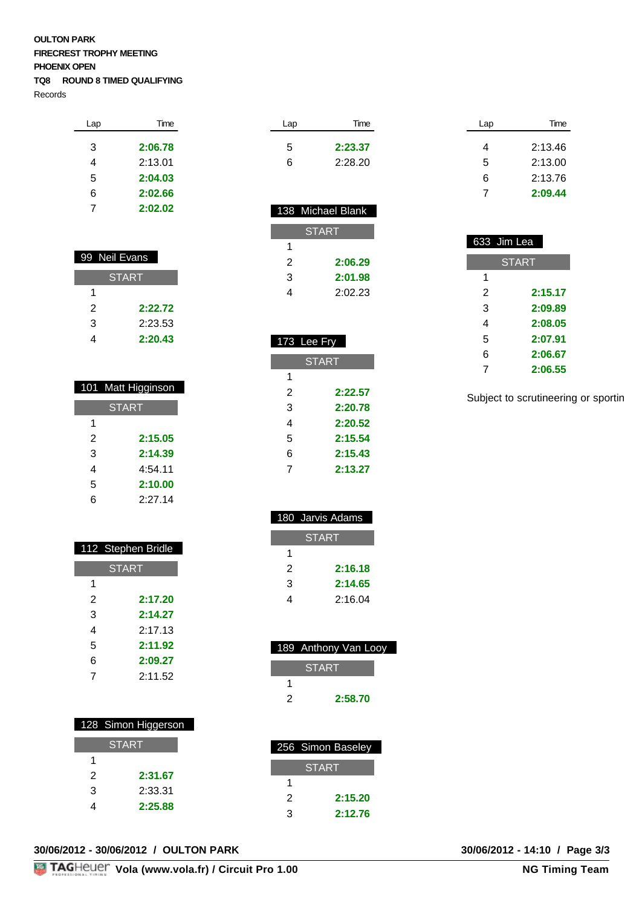**OULTON PARK**
**FIRECREST TROPHY MEETING**
**PHOENIX OPEN**
**TQ8 ROUND 8 TIMED QUALIFYING**
Records

| Lap | Time |
|---|---|
| 3 | **2:06.78** |
| 4 | 2:13.01 |
| 5 | **2:04.03** |
| 6 | **2:02.66** |
| 7 | **2:02.02** |

### 99 Neil Evans

| Lap | Time |
|---|---|
| START | |
| 1 | |
| 2 | **2:22.72** |
| 3 | 2:23.53 |
| 4 | **2:20.43** |

### 101 Matt Higginson

| Lap | Time |
|---|---|
| START | |
| 1 | |
| 2 | **2:15.05** |
| 3 | **2:14.39** |
| 4 | 4:54.11 |
| 5 | **2:10.00** |
| 6 | 2:27.14 |

### 112 Stephen Bridle

| Lap | Time |
|---|---|
| START | |
| 1 | |
| 2 | **2:17.20** |
| 3 | **2:14.27** |
| 4 | 2:17.13 |
| 5 | **2:11.92** |
| 6 | **2:09.27** |
| 7 | 2:11.52 |

### 128 Simon Higgerson

| Lap | Time |
|---|---|
| START | |
| 1 | |
| 2 | **2:31.67** |
| 3 | 2:33.31 |
| 4 | **2:25.88** |

| Lap | Time |
|---|---|
| 5 | **2:23.37** |
| 6 | 2:28.20 |

### 138 Michael Blank

| Lap | Time |
|---|---|
| START | |
| 1 | |
| 2 | **2:06.29** |
| 3 | **2:01.98** |
| 4 | 2:02.23 |

### 173 Lee Fry

| Lap | Time |
|---|---|
| START | |
| 1 | |
| 2 | **2:22.57** |
| 3 | **2:20.78** |
| 4 | **2:20.52** |
| 5 | **2:15.54** |
| 6 | **2:15.43** |
| 7 | **2:13.27** |

### 180 Jarvis Adams

| Lap | Time |
|---|---|
| START | |
| 1 | |
| 2 | **2:16.18** |
| 3 | **2:14.65** |
| 4 | 2:16.04 |

### 189 Anthony Van Looy

| Lap | Time |
|---|---|
| START | |
| 1 | |
| 2 | **2:58.70** |

### 256 Simon Baseley

| Lap | Time |
|---|---|
| START | |
| 1 | |
| 2 | **2:15.20** |
| 3 | **2:12.76** |

| Lap | Time |
|---|---|
| 4 | 2:13.46 |
| 5 | 2:13.00 |
| 6 | 2:13.76 |
| 7 | **2:09.44** |

### 633 Jim Lea

| Lap | Time |
|---|---|
| START | |
| 1 | |
| 2 | **2:15.17** |
| 3 | **2:09.89** |
| 4 | **2:08.05** |
| 5 | **2:07.91** |
| 6 | **2:06.67** |
| 7 | **2:06.55** |

Subject to scrutineering or sportin

**30/06/2012 - 30/06/2012 / OULTON PARK** **30/06/2012 - 14:10**

**Vola (www.vola.fr) / Circuit Pro 1.00** **NG Timing Team**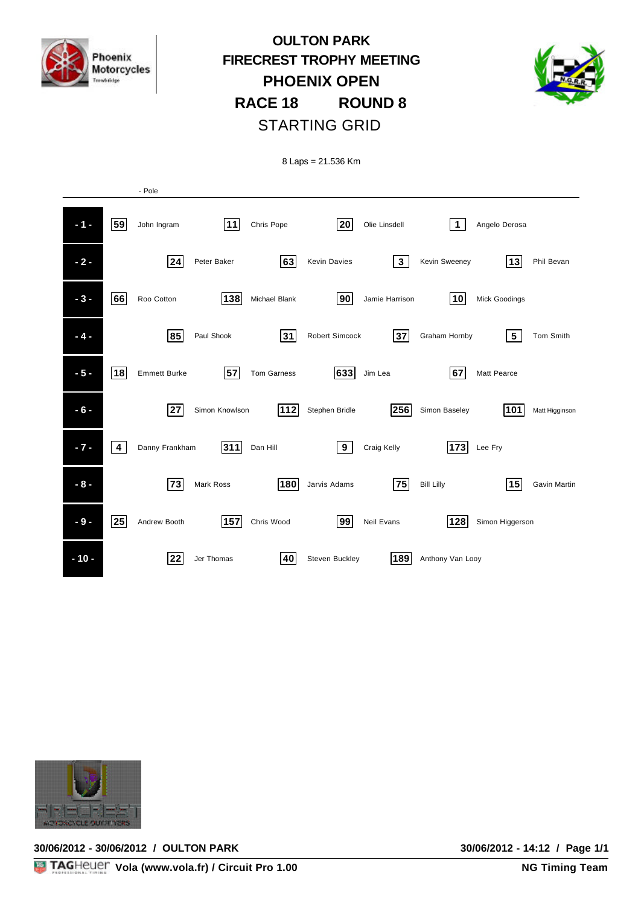# OULTON PARK

## FIRECREST TROPHY MEETING

## PHOENIX OPEN

## RACE 18 ROUND 8

## STARTING GRID

8 Laps = 21.536 Km

- Pole

| Row | No. | Rider | No. | Rider | No. | Rider | No. | Rider |
|---|---|---|---|---|---|---|---|---|
| - 1 - | 59 | John Ingram | 11 | Chris Pope | 20 | Olie Linsdell | 1 | Angelo Derosa |
| - 2 - | 24 | Peter Baker | 63 | Kevin Davies | 3 | Kevin Sweeney | 13 | Phil Bevan |
| - 3 - | 66 | Roo Cotton | 138 | Michael Blank | 90 | Jamie Harrison | 10 | Mick Goodings |
| - 4 - | 85 | Paul Shook | 31 | Robert Simcock | 37 | Graham Hornby | 5 | Tom Smith |
| - 5 - | 18 | Emmett Burke | 57 | Tom Garness | 633 | Jim Lea | 67 | Matt Pearce |
| - 6 - | 27 | Simon Knowlson | 112 | Stephen Bridle | 256 | Simon Baseley | 101 | Matt Higginson |
| - 7 - | 4 | Danny Frankham | 311 | Dan Hill | 9 | Craig Kelly | 173 | Lee Fry |
| - 8 - | 73 | Mark Ross | 180 | Jarvis Adams | 75 | Bill Lilly | 15 | Gavin Martin |
| - 9 - | 25 | Andrew Booth | 157 | Chris Wood | 99 | Neil Evans | 128 | Simon Higgerson |
| - 10 - | 22 | Jer Thomas | 40 | Steven Buckley | 189 | Anthony Van Looy | | |

30/06/2012 - 30/06/2012 / OULTON PARK

30/06/2012 - 14:12

Vola (www.vola.fr) / Circuit Pro 1.00

NG Timing Team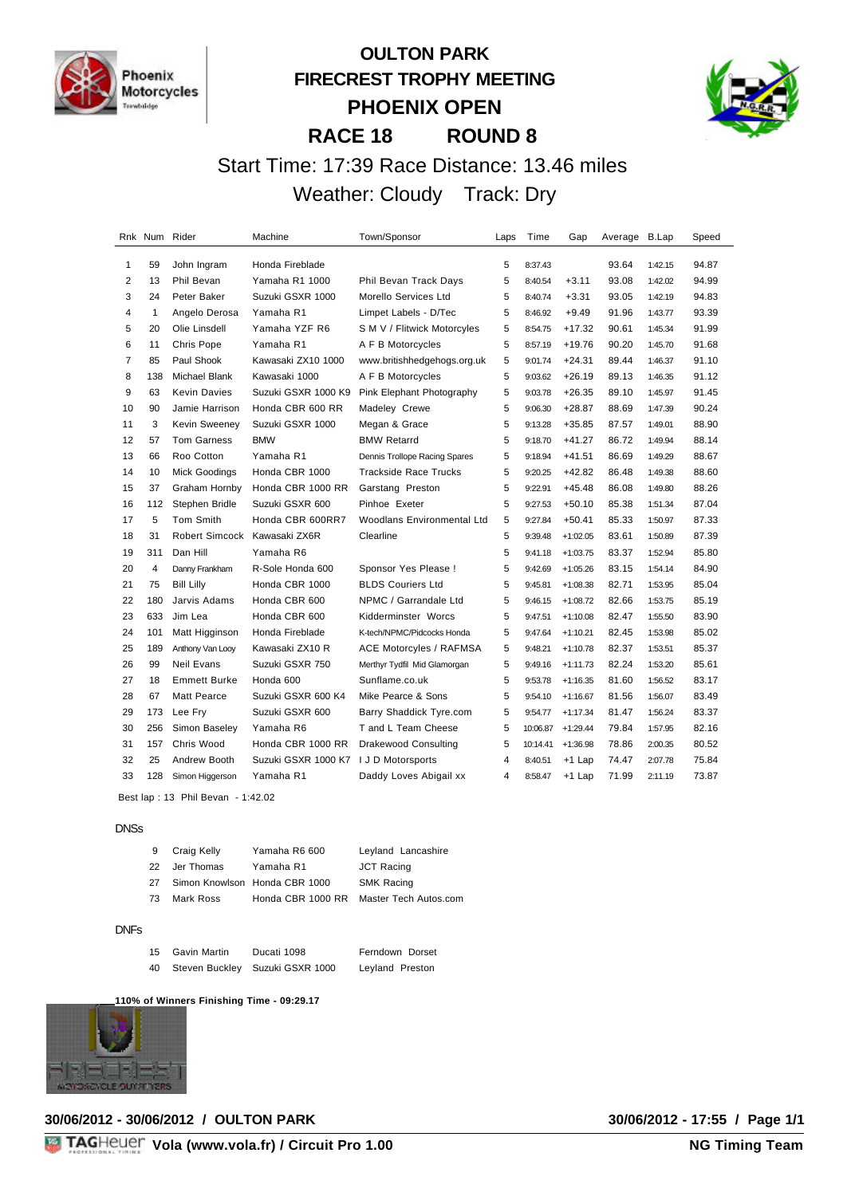# OULTON PARK
# FIRECREST TROPHY MEETING
# PHOENIX OPEN
# RACE 18 ROUND 8

Start Time: 17:39 Race Distance: 13.46 miles

Weather: Cloudy Track: Dry

| Rnk | Num | Rider | Machine | Town/Sponsor | Laps | Time | Gap | Average | B.Lap | Speed |
|---|---|---|---|---|---|---|---|---|---|---|
| 1 | 59 | John Ingram | Honda Fireblade | | 5 | 8:37.43 | | 93.64 | 1:42.15 | 94.87 |
| 2 | 13 | Phil Bevan | Yamaha R1 1000 | Phil Bevan Track Days | 5 | 8:40.54 | +3.11 | 93.08 | 1:42.02 | 94.99 |
| 3 | 24 | Peter Baker | Suzuki GSXR 1000 | Morello Services Ltd | 5 | 8:40.74 | +3.31 | 93.05 | 1:42.19 | 94.83 |
| 4 | 1 | Angelo Derosa | Yamaha R1 | Limpet Labels - D/Tec | 5 | 8:46.92 | +9.49 | 91.96 | 1:43.77 | 93.39 |
| 5 | 20 | Olie Linsdell | Yamaha YZF R6 | S M V / Flitwick Motorcyles | 5 | 8:54.75 | +17.32 | 90.61 | 1:45.34 | 91.99 |
| 6 | 11 | Chris Pope | Yamaha R1 | A F B Motorcycles | 5 | 8:57.19 | +19.76 | 90.20 | 1:45.70 | 91.68 |
| 7 | 85 | Paul Shook | Kawasaki ZX10 1000 | www.britishhedgehogs.org.uk | 5 | 9:01.74 | +24.31 | 89.44 | 1:46.37 | 91.10 |
| 8 | 138 | Michael Blank | Kawasaki 1000 | A F B Motorcycles | 5 | 9:03.62 | +26.19 | 89.13 | 1:46.35 | 91.12 |
| 9 | 63 | Kevin Davies | Suzuki GSXR 1000 K9 | Pink Elephant Photography | 5 | 9:03.78 | +26.35 | 89.10 | 1:45.97 | 91.45 |
| 10 | 90 | Jamie Harrison | Honda CBR 600 RR | Madeley Crewe | 5 | 9:06.30 | +28.87 | 88.69 | 1:47.39 | 90.24 |
| 11 | 3 | Kevin Sweeney | Suzuki GSXR 1000 | Megan & Grace | 5 | 9:13.28 | +35.85 | 87.57 | 1:49.01 | 88.90 |
| 12 | 57 | Tom Garness | BMW | BMW Retarrd | 5 | 9:18.70 | +41.27 | 86.72 | 1:49.94 | 88.14 |
| 13 | 66 | Roo Cotton | Yamaha R1 | Dennis Trollope Racing Spares | 5 | 9:18.94 | +41.51 | 86.69 | 1:49.29 | 88.67 |
| 14 | 10 | Mick Goodings | Honda CBR 1000 | Trackside Race Trucks | 5 | 9:20.25 | +42.82 | 86.48 | 1:49.38 | 88.60 |
| 15 | 37 | Graham Hornby | Honda CBR 1000 RR | Garstang Preston | 5 | 9:22.91 | +45.48 | 86.08 | 1:49.80 | 88.26 |
| 16 | 112 | Stephen Bridle | Suzuki GSXR 600 | Pinhoe Exeter | 5 | 9:27.53 | +50.10 | 85.38 | 1:51.34 | 87.04 |
| 17 | 5 | Tom Smith | Honda CBR 600RR7 | Woodlands Environmental Ltd | 5 | 9:27.84 | +50.41 | 85.33 | 1:50.97 | 87.33 |
| 18 | 31 | Robert Simcock | Kawasaki ZX6R | Clearline | 5 | 9:39.48 | +1:02.05 | 83.61 | 1:50.89 | 87.39 |
| 19 | 311 | Dan Hill | Yamaha R6 | | 5 | 9:41.18 | +1:03.75 | 83.37 | 1:52.94 | 85.80 |
| 20 | 4 | Danny Frankham | R-Sole Honda 600 | Sponsor Yes Please ! | 5 | 9:42.69 | +1:05.26 | 83.15 | 1:54.14 | 84.90 |
| 21 | 75 | Bill Lilly | Honda CBR 1000 | BLDS Couriers Ltd | 5 | 9:45.81 | +1:08.38 | 82.71 | 1:53.95 | 85.04 |
| 22 | 180 | Jarvis Adams | Honda CBR 600 | NPMC / Garrandale Ltd | 5 | 9:46.15 | +1:08.72 | 82.66 | 1:53.75 | 85.19 |
| 23 | 633 | Jim Lea | Honda CBR 600 | Kidderminster Worcs | 5 | 9:47.51 | +1:10.08 | 82.47 | 1:55.50 | 83.90 |
| 24 | 101 | Matt Higginson | Honda Fireblade | K-tech/NPMC/Pidcocks Honda | 5 | 9:47.64 | +1:10.21 | 82.45 | 1:53.98 | 85.02 |
| 25 | 189 | Anthony Van Looy | Kawasaki ZX10 R | ACE Motorcyles / RAFMSA | 5 | 9:48.21 | +1:10.78 | 82.37 | 1:53.51 | 85.37 |
| 26 | 99 | Neil Evans | Suzuki GSXR 750 | Merthyr Tydfil Mid Glamorgan | 5 | 9:49.16 | +1:11.73 | 82.24 | 1:53.20 | 85.61 |
| 27 | 18 | Emmett Burke | Honda 600 | Sunflame.co.uk | 5 | 9:53.78 | +1:16.35 | 81.60 | 1:56.52 | 83.17 |
| 28 | 67 | Matt Pearce | Suzuki GSXR 600 K4 | Mike Pearce & Sons | 5 | 9:54.10 | +1:16.67 | 81.56 | 1:56.07 | 83.49 |
| 29 | 173 | Lee Fry | Suzuki GSXR 600 | Barry Shaddick Tyre.com | 5 | 9:54.77 | +1:17.34 | 81.47 | 1:56.24 | 83.37 |
| 30 | 256 | Simon Baseley | Yamaha R6 | T and L Team Cheese | 5 | 10:06.87 | +1:29.44 | 79.84 | 1:57.95 | 82.16 |
| 31 | 157 | Chris Wood | Honda CBR 1000 RR | Drakewood Consulting | 5 | 10:14.41 | +1:36.98 | 78.86 | 2:00.35 | 80.52 |
| 32 | 25 | Andrew Booth | Suzuki GSXR 1000 K7 | I J D Motorsports | 4 | 8:40.51 | +1 Lap | 74.47 | 2:07.78 | 75.84 |
| 33 | 128 | Simon Higgerson | Yamaha R1 | Daddy Loves Abigail xx | 4 | 8:58.47 | +1 Lap | 71.99 | 2:11.19 | 73.87 |

Best lap : 13 Phil Bevan - 1:42.02

DNSs

| Num | Rider | Machine | Town/Sponsor |
|---|---|---|---|
| 9 | Craig Kelly | Yamaha R6 600 | Leyland Lancashire |
| 22 | Jer Thomas | Yamaha R1 | JCT Racing |
| 27 | Simon Knowlson | Honda CBR 1000 | SMK Racing |
| 73 | Mark Ross | Honda CBR 1000 RR | Master Tech Autos.com |

DNFs

| Num | Rider | Machine | Town/Sponsor |
|---|---|---|---|
| 15 | Gavin Martin | Ducati 1098 | Ferndown Dorset |
| 40 | Steven Buckley | Suzuki GSXR 1000 | Leyland Preston |

**110% of Winners Finishing Time - 09:29.17**

**30/06/2012 - 30/06/2012 / OULTON PARK** **30/06/2012 - 17:55 / Page 1/1**

**Vola (www.vola.fr) / Circuit Pro 1.00** **NG Timing Team**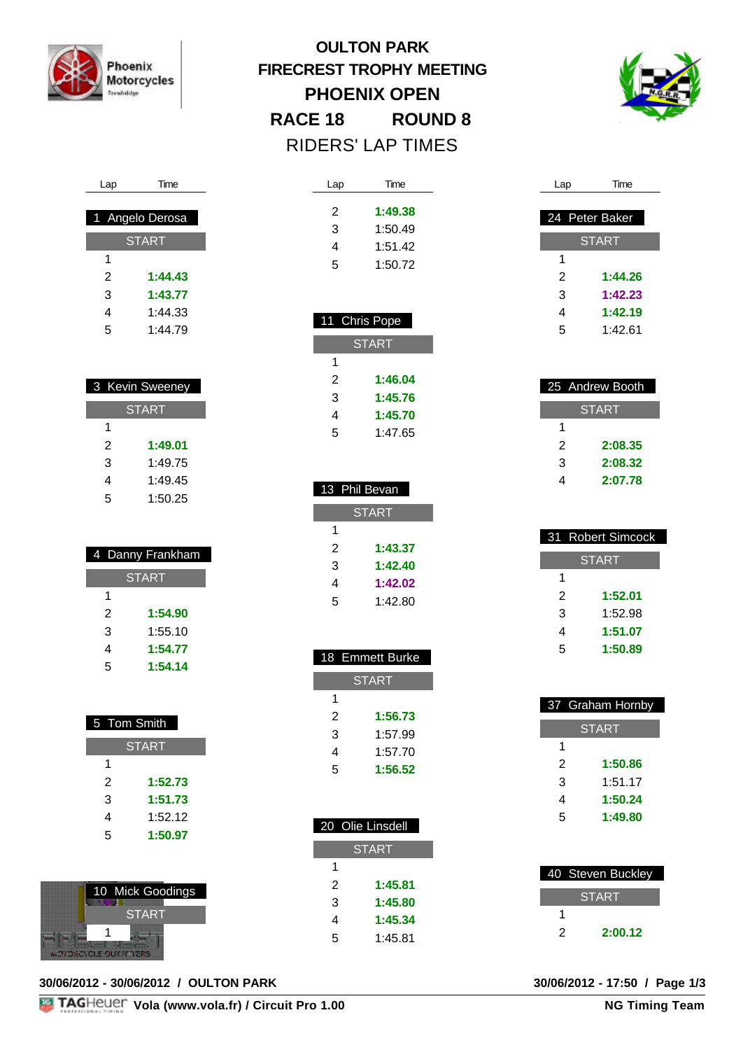# OULTON PARK
## FIRECREST TROPHY MEETING
## PHOENIX OPEN
## RACE 18 ROUND 8
## RIDERS' LAP TIMES

### 1 Angelo Derosa

| Lap | Time |
|---|---|
| START | |
| 1 | |
| 2 | **1:44.43** |
| 3 | **1:43.77** |
| 4 | 1:44.33 |
| 5 | 1:44.79 |

### 3 Kevin Sweeney

| Lap | Time |
|---|---|
| START | |
| 1 | |
| 2 | **1:49.01** |
| 3 | 1:49.75 |
| 4 | 1:49.45 |
| 5 | 1:50.25 |

### 4 Danny Frankham

| Lap | Time |
|---|---|
| START | |
| 1 | |
| 2 | **1:54.90** |
| 3 | 1:55.10 |
| 4 | **1:54.77** |
| 5 | **1:54.14** |

### 5 Tom Smith

| Lap | Time |
|---|---|
| START | |
| 1 | |
| 2 | **1:52.73** |
| 3 | **1:51.73** |
| 4 | 1:52.12 |
| 5 | **1:50.97** |

### 10 Mick Goodings

| Lap | Time |
|---|---|
| START | |
| 1 | |
| 2 | **1:49.38** |
| 3 | 1:50.49 |
| 4 | 1:51.42 |
| 5 | 1:50.72 |

### 11 Chris Pope

| Lap | Time |
|---|---|
| START | |
| 1 | |
| 2 | **1:46.04** |
| 3 | **1:45.76** |
| 4 | **1:45.70** |
| 5 | 1:47.65 |

### 13 Phil Bevan

| Lap | Time |
|---|---|
| START | |
| 1 | |
| 2 | **1:43.37** |
| 3 | **1:42.40** |
| 4 | **1:42.02** |
| 5 | 1:42.80 |

### 18 Emmett Burke

| Lap | Time |
|---|---|
| START | |
| 1 | |
| 2 | **1:56.73** |
| 3 | 1:57.99 |
| 4 | 1:57.70 |
| 5 | **1:56.52** |

### 20 Olie Linsdell

| Lap | Time |
|---|---|
| START | |
| 1 | |
| 2 | **1:45.81** |
| 3 | **1:45.80** |
| 4 | **1:45.34** |
| 5 | 1:45.81 |

### 24 Peter Baker

| Lap | Time |
|---|---|
| START | |
| 1 | |
| 2 | **1:44.26** |
| 3 | **1:42.23** |
| 4 | **1:42.19** |
| 5 | 1:42.61 |

### 25 Andrew Booth

| Lap | Time |
|---|---|
| START | |
| 1 | |
| 2 | **2:08.35** |
| 3 | **2:08.32** |
| 4 | **2:07.78** |

### 31 Robert Simcock

| Lap | Time |
|---|---|
| START | |
| 1 | |
| 2 | **1:52.01** |
| 3 | 1:52.98 |
| 4 | **1:51.07** |
| 5 | **1:50.89** |

### 37 Graham Hornby

| Lap | Time |
|---|---|
| START | |
| 1 | |
| 2 | **1:50.86** |
| 3 | 1:51.17 |
| 4 | **1:50.24** |
| 5 | **1:49.80** |

### 40 Steven Buckley

| Lap | Time |
|---|---|
| START | |
| 1 | |
| 2 | **2:00.12** |

30/06/2012 - 30/06/2012 / OULTON PARK

30/06/2012 - 17:50 / Page 1/3

Vola (www.vola.fr) / Circuit Pro 1.00

NG Timing Team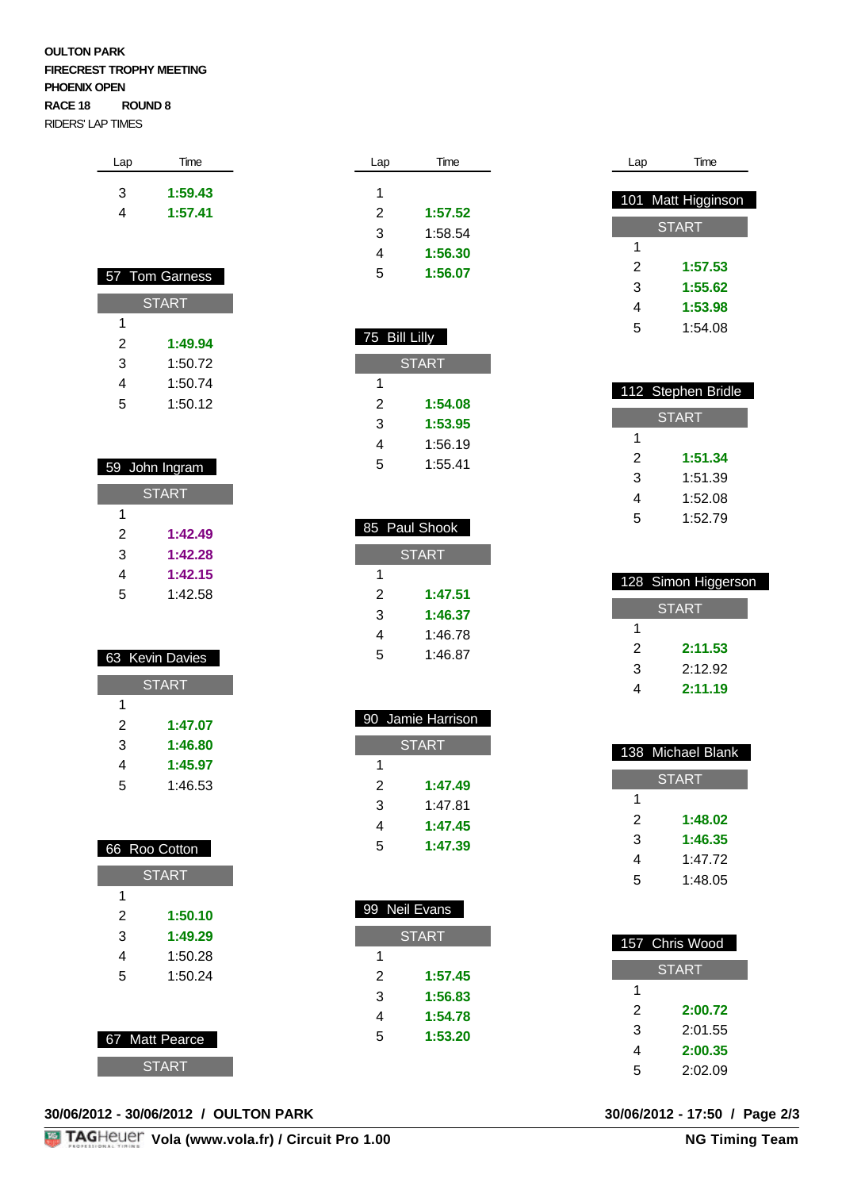**OULTON PARK**
**FIRECREST TROPHY MEETING**
**PHOENIX OPEN**
**RACE 18 ROUND 8**
RIDERS' LAP TIMES

| Lap | Time |
|---|---|
| 3 | **1:59.43** |
| 4 | **1:57.41** |

**57 Tom Garness**

| Lap | Time |
|---|---|
| START | |
| 1 | |
| 2 | **1:49.94** |
| 3 | 1:50.72 |
| 4 | 1:50.74 |
| 5 | 1:50.12 |

**59 John Ingram**

| Lap | Time |
|---|---|
| START | |
| 1 | |
| 2 | **1:42.49** |
| 3 | **1:42.28** |
| 4 | **1:42.15** |
| 5 | 1:42.58 |

**63 Kevin Davies**

| Lap | Time |
|---|---|
| START | |
| 1 | |
| 2 | **1:47.07** |
| 3 | **1:46.80** |
| 4 | **1:45.97** |
| 5 | 1:46.53 |

**66 Roo Cotton**

| Lap | Time |
|---|---|
| START | |
| 1 | |
| 2 | **1:50.10** |
| 3 | **1:49.29** |
| 4 | 1:50.28 |
| 5 | 1:50.24 |

**67 Matt Pearce**

| Lap | Time |
|---|---|
| START | |
| 1 | |
| 2 | **1:57.52** |
| 3 | 1:58.54 |
| 4 | **1:56.30** |
| 5 | **1:56.07** |

**75 Bill Lilly**

| Lap | Time |
|---|---|
| START | |
| 1 | |
| 2 | **1:54.08** |
| 3 | **1:53.95** |
| 4 | 1:56.19 |
| 5 | 1:55.41 |

**85 Paul Shook**

| Lap | Time |
|---|---|
| START | |
| 1 | |
| 2 | **1:47.51** |
| 3 | **1:46.37** |
| 4 | 1:46.78 |
| 5 | 1:46.87 |

**90 Jamie Harrison**

| Lap | Time |
|---|---|
| START | |
| 1 | |
| 2 | **1:47.49** |
| 3 | 1:47.81 |
| 4 | **1:47.45** |
| 5 | **1:47.39** |

**99 Neil Evans**

| Lap | Time |
|---|---|
| START | |
| 1 | |
| 2 | **1:57.45** |
| 3 | **1:56.83** |
| 4 | **1:54.78** |
| 5 | **1:53.20** |

**101 Matt Higginson**

| Lap | Time |
|---|---|
| START | |
| 1 | |
| 2 | **1:57.53** |
| 3 | **1:55.62** |
| 4 | **1:53.98** |
| 5 | 1:54.08 |

**112 Stephen Bridle**

| Lap | Time |
|---|---|
| START | |
| 1 | |
| 2 | **1:51.34** |
| 3 | 1:51.39 |
| 4 | 1:52.08 |
| 5 | 1:52.79 |

**128 Simon Higgerson**

| Lap | Time |
|---|---|
| START | |
| 1 | |
| 2 | **2:11.53** |
| 3 | 2:12.92 |
| 4 | **2:11.19** |

**138 Michael Blank**

| Lap | Time |
|---|---|
| START | |
| 1 | |
| 2 | **1:48.02** |
| 3 | **1:46.35** |
| 4 | 1:47.72 |
| 5 | 1:48.05 |

**157 Chris Wood**

| Lap | Time |
|---|---|
| START | |
| 1 | |
| 2 | **2:00.72** |
| 3 | 2:01.55 |
| 4 | **2:00.35** |
| 5 | 2:02.09 |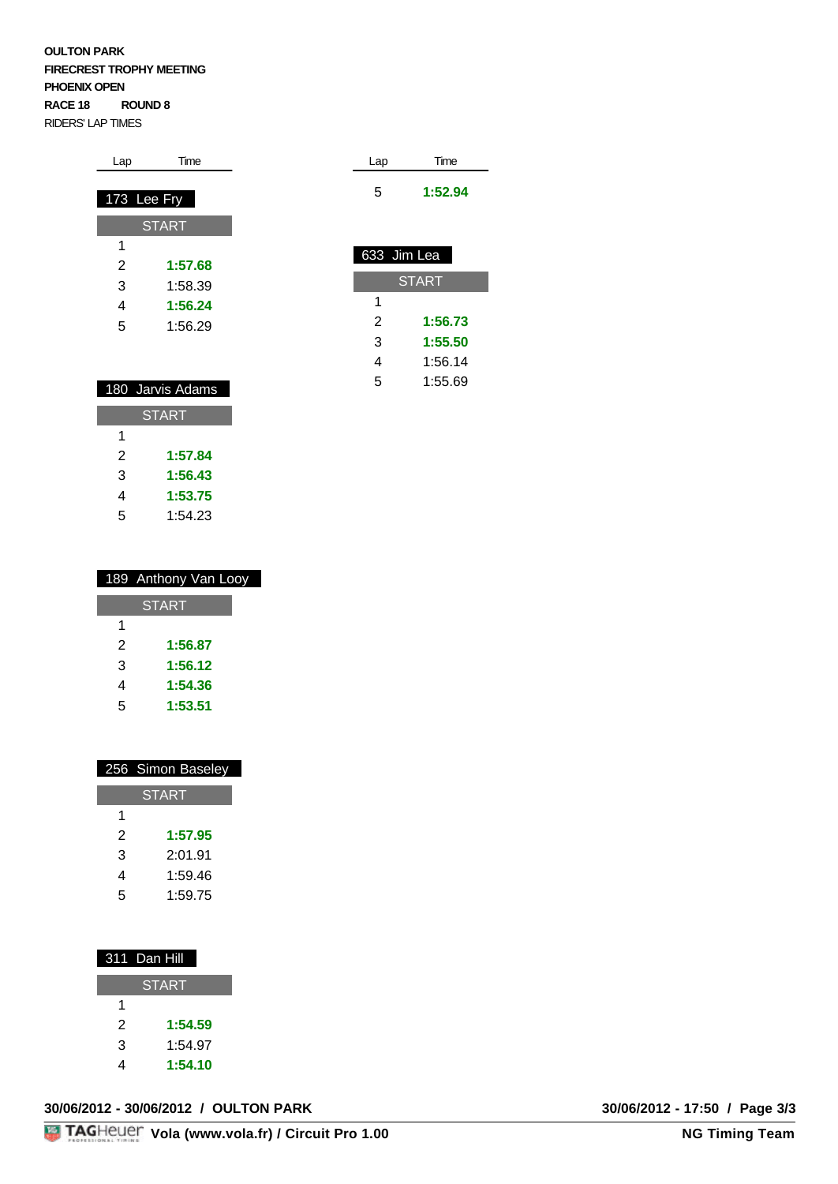**OULTON PARK**
**FIRECREST TROPHY MEETING**
**PHOENIX OPEN**
**RACE 18 ROUND 8**
RIDERS' LAP TIMES

### 173 Lee Fry

| Lap | Time |
|---|---|
| START | |
| 1 | |
| 2 | **1:57.68** |
| 3 | 1:58.39 |
| 4 | **1:56.24** |
| 5 | 1:56.29 |

### 180 Jarvis Adams

| Lap | Time |
|---|---|
| START | |
| 1 | |
| 2 | **1:57.84** |
| 3 | **1:56.43** |
| 4 | **1:53.75** |
| 5 | 1:54.23 |

### 189 Anthony Van Looy

| Lap | Time |
|---|---|
| START | |
| 1 | |
| 2 | **1:56.87** |
| 3 | **1:56.12** |
| 4 | **1:54.36** |
| 5 | **1:53.51** |

### 256 Simon Baseley

| Lap | Time |
|---|---|
| START | |
| 1 | |
| 2 | **1:57.95** |
| 3 | 2:01.91 |
| 4 | 1:59.46 |
| 5 | 1:59.75 |

### 311 Dan Hill

| Lap | Time |
|---|---|
| START | |
| 1 | |
| 2 | **1:54.59** |
| 3 | 1:54.97 |
| 4 | **1:54.10** |
| 5 | **1:52.94** |

### 633 Jim Lea

| Lap | Time |
|---|---|
| START | |
| 1 | |
| 2 | **1:56.73** |
| 3 | **1:55.50** |
| 4 | 1:56.14 |
| 5 | 1:55.69 |

**30/06/2012 - 30/06/2012 / OULTON PARK** **30/06/2012 - 17:50**

**Vola (www.vola.fr) / Circuit Pro 1.00** **NG Timing Team**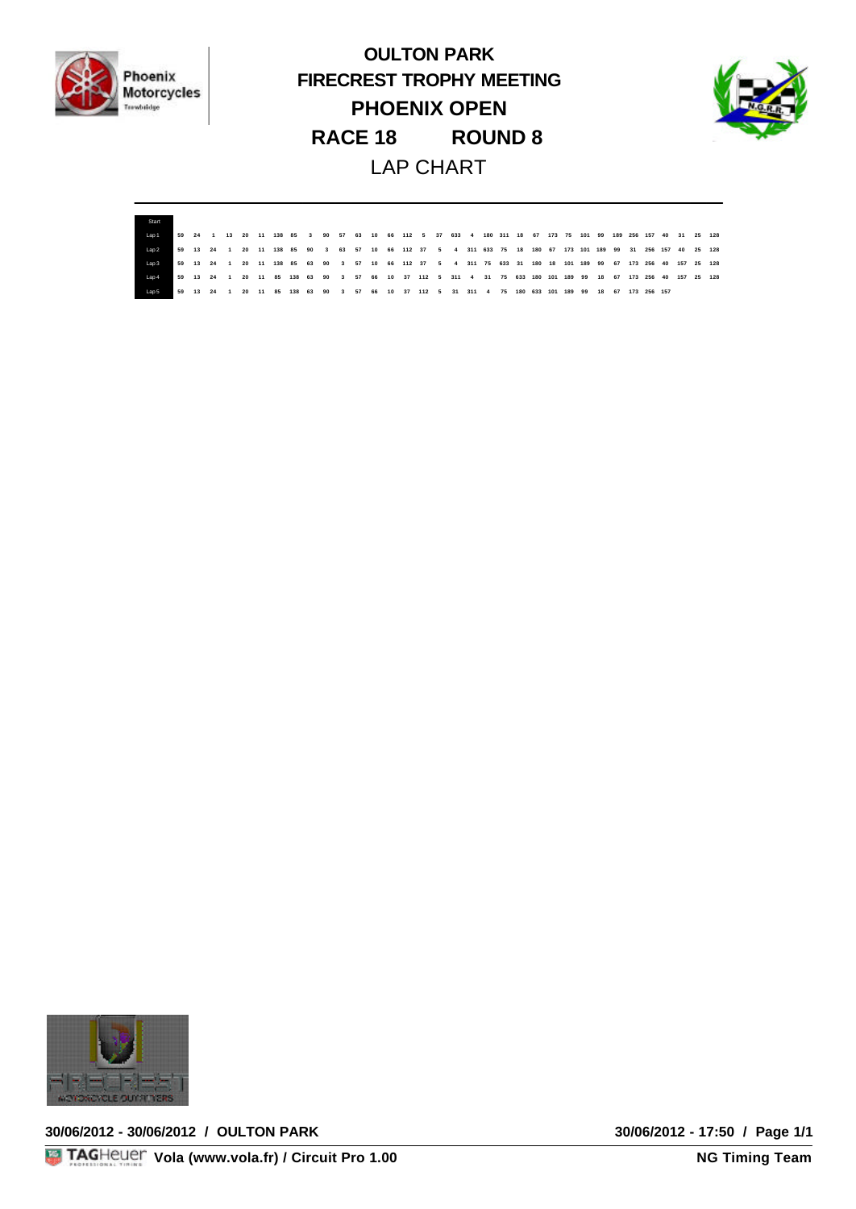# OULTON PARK
# FIRECREST TROPHY MEETING
# PHOENIX OPEN
# RACE 18 ROUND 8
## LAP CHART

| | | | | | | | | | | | | | | | | | | | | | | | | | | | | | | | | | | | | |
|---|---|---|---|---|---|---|---|---|---|---|---|---|---|---|---|---|---|---|---|---|---|---|---|---|---|---|---|---|---|---|---|---|---|---|---|---|
| Start | | | | | | | | | | | | | | | | | | | | | | | | | | | | | | | | | | | | |
| Lap 1 | 59 | 24 | 1 | 13 | 20 | 11 | 138 | 85 | 3 | 90 | 57 | 63 | 10 | 66 | 112 | 5 | 37 | 633 | 4 | 180 | 311 | 18 | 67 | 173 | 75 | 101 | 99 | 189 | 256 | 157 | 40 | 31 | 25 | 128 |
| Lap 2 | 59 | 13 | 24 | 1 | 20 | 11 | 138 | 85 | 90 | 3 | 63 | 57 | 10 | 66 | 112 | 37 | 5 | 4 | 311 | 633 | 75 | 18 | 180 | 67 | 173 | 101 | 189 | 99 | 31 | 256 | 157 | 40 | 25 | 128 |
| Lap 3 | 59 | 13 | 24 | 1 | 20 | 11 | 138 | 85 | 63 | 90 | 3 | 57 | 10 | 66 | 112 | 37 | 5 | 4 | 311 | 75 | 633 | 31 | 180 | 18 | 101 | 189 | 99 | 67 | 173 | 256 | 40 | 157 | 25 | 128 |
| Lap 4 | 59 | 13 | 24 | 1 | 20 | 11 | 85 | 138 | 63 | 90 | 3 | 57 | 66 | 10 | 37 | 112 | 5 | 311 | 4 | 31 | 75 | 633 | 180 | 101 | 189 | 99 | 18 | 67 | 173 | 256 | 40 | 157 | 25 | 128 |
| Lap 5 | 59 | 13 | 24 | 1 | 20 | 11 | 85 | 138 | 63 | 90 | 3 | 57 | 66 | 10 | 37 | 112 | 5 | 31 | 311 | 4 | 75 | 180 | 633 | 101 | 189 | 99 | 18 | 67 | 173 | 256 | 157 | | | |

30/06/2012 - 30/06/2012 / OULTON PARK

30/06/2012 - 17:50

Vola (www.vola.fr) / Circuit Pro 1.00

NG Timing Team